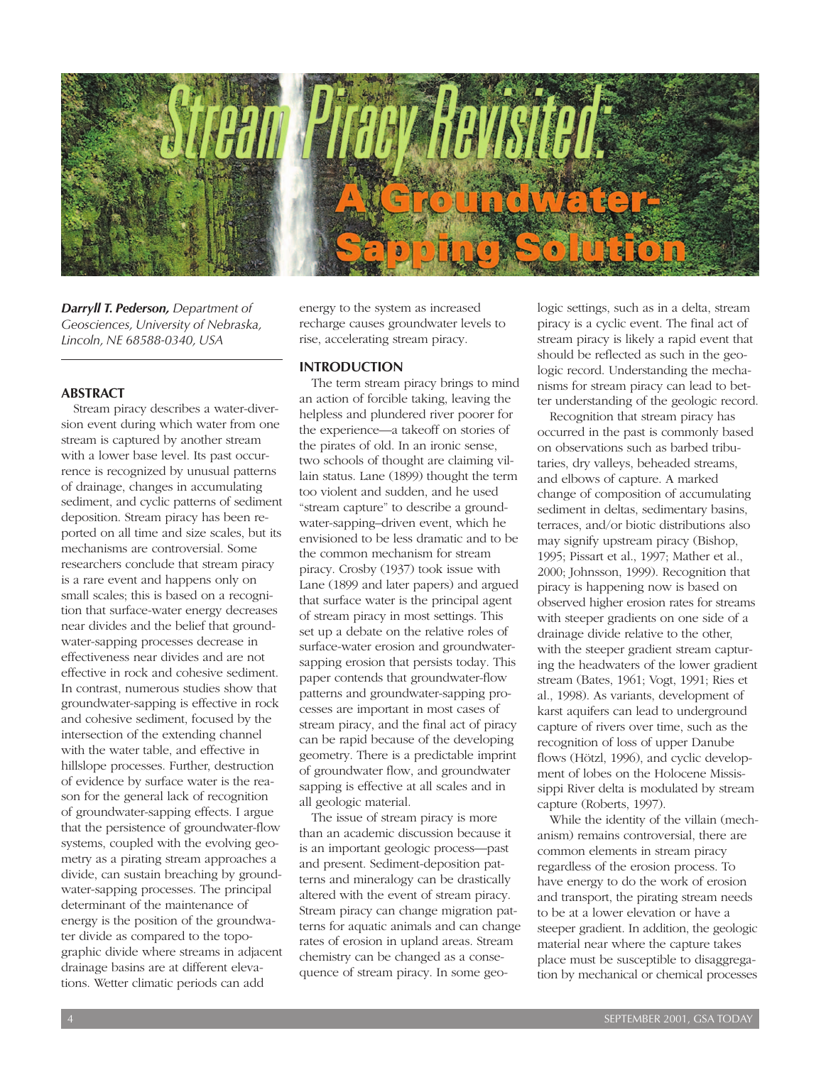# Stream Piracy Revisited: A Groundwater-Sapping Solution

***Darryll T. Pederson,*** *Department of Geosciences, University of Nebraska, Lincoln, NE 68588-0340, USA*

## ABSTRACT

Stream piracy describes a water-diversion event during which water from one stream is captured by another stream with a lower base level. Its past occurrence is recognized by unusual patterns of drainage, changes in accumulating sediment, and cyclic patterns of sediment deposition. Stream piracy has been reported on all time and size scales, but its mechanisms are controversial. Some researchers conclude that stream piracy is a rare event and happens only on small scales; this is based on a recognition that surface-water energy decreases near divides and the belief that groundwater-sapping processes decrease in effectiveness near divides and are not effective in rock and cohesive sediment. In contrast, numerous studies show that groundwater-sapping is effective in rock and cohesive sediment, focused by the intersection of the extending channel with the water table, and effective in hillslope processes. Further, destruction of evidence by surface water is the reason for the general lack of recognition of groundwater-sapping effects. I argue that the persistence of groundwater-flow systems, coupled with the evolving geometry as a pirating stream approaches a divide, can sustain breaching by groundwater-sapping processes. The principal determinant of the maintenance of energy is the position of the groundwater divide as compared to the topographic divide where streams in adjacent drainage basins are at different elevations. Wetter climatic periods can add energy to the system as increased recharge causes groundwater levels to rise, accelerating stream piracy.

## INTRODUCTION

The term stream piracy brings to mind an action of forcible taking, leaving the helpless and plundered river poorer for the experience—a takeoff on stories of the pirates of old. In an ironic sense, two schools of thought are claiming villain status. Lane (1899) thought the term too violent and sudden, and he used "stream capture" to describe a groundwater-sapping–driven event, which he envisioned to be less dramatic and to be the common mechanism for stream piracy. Crosby (1937) took issue with Lane (1899 and later papers) and argued that surface water is the principal agent of stream piracy in most settings. This set up a debate on the relative roles of surface-water erosion and groundwater-sapping erosion that persists today. This paper contends that groundwater-flow patterns and groundwater-sapping processes are important in most cases of stream piracy, and the final act of piracy can be rapid because of the developing geometry. There is a predictable imprint of groundwater flow, and groundwater sapping is effective at all scales and in all geologic material.

The issue of stream piracy is more than an academic discussion because it is an important geologic process—past and present. Sediment-deposition patterns and mineralogy can be drastically altered with the event of stream piracy. Stream piracy can change migration patterns for aquatic animals and can change rates of erosion in upland areas. Stream chemistry can be changed as a consequence of stream piracy. In some geologic settings, such as in a delta, stream piracy is a cyclic event. The final act of stream piracy is likely a rapid event that should be reflected as such in the geologic record. Understanding the mechanisms for stream piracy can lead to better understanding of the geologic record.

Recognition that stream piracy has occurred in the past is commonly based on observations such as barbed tributaries, dry valleys, beheaded streams, and elbows of capture. A marked change of composition of accumulating sediment in deltas, sedimentary basins, terraces, and/or biotic distributions also may signify upstream piracy (Bishop, 1995; Pissart et al., 1997; Mather et al., 2000; Johnsson, 1999). Recognition that piracy is happening now is based on observed higher erosion rates for streams with steeper gradients on one side of a drainage divide relative to the other, with the steeper gradient stream capturing the headwaters of the lower gradient stream (Bates, 1961; Vogt, 1991; Ries et al., 1998). As variants, development of karst aquifers can lead to underground capture of rivers over time, such as the recognition of loss of upper Danube flows (Hötzl, 1996), and cyclic development of lobes on the Holocene Mississippi River delta is modulated by stream capture (Roberts, 1997).

While the identity of the villain (mechanism) remains controversial, there are common elements in stream piracy regardless of the erosion process. To have energy to do the work of erosion and transport, the pirating stream needs to be at a lower elevation or have a steeper gradient. In addition, the geologic material near where the capture takes place must be susceptible to disaggregation by mechanical or chemical processes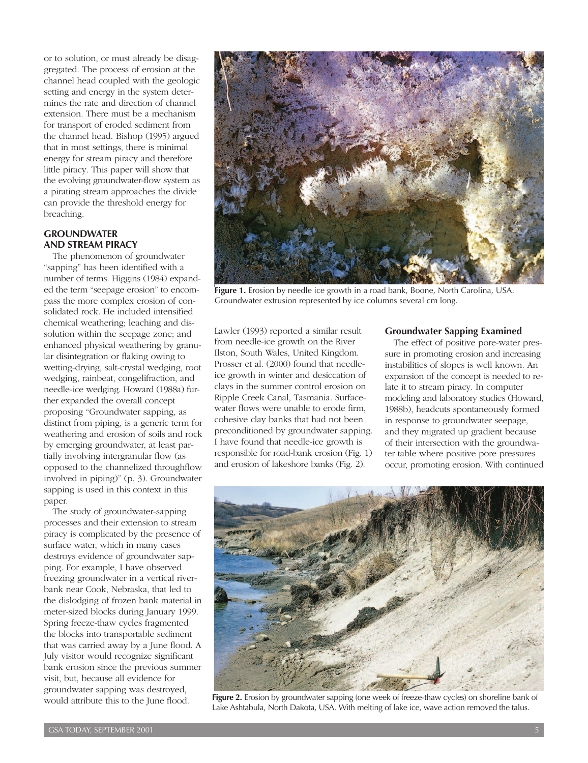or to solution, or must already be disaggregated. The process of erosion at the channel head coupled with the geologic setting and energy in the system determines the rate and direction of channel extension. There must be a mechanism for transport of eroded sediment from the channel head. Bishop (1995) argued that in most settings, there is minimal energy for stream piracy and therefore little piracy. This paper will show that the evolving groundwater-flow system as a pirating stream approaches the divide can provide the threshold energy for breaching.

## GROUNDWATER AND STREAM PIRACY

The phenomenon of groundwater "sapping" has been identified with a number of terms. Higgins (1984) expanded the term "seepage erosion" to encompass the more complex erosion of consolidated rock. He included intensified chemical weathering; leaching and dissolution within the seepage zone; and enhanced physical weathering by granular disintegration or flaking owing to wetting-drying, salt-crystal wedging, root wedging, rainbeat, congelifraction, and needle-ice wedging. Howard (1988a) further expanded the overall concept proposing "Groundwater sapping, as distinct from piping, is a generic term for weathering and erosion of soils and rock by emerging groundwater, at least partially involving intergranular flow (as opposed to the channelized throughflow involved in piping)" (p. 3). Groundwater sapping is used in this context in this paper.

The study of groundwater-sapping processes and their extension to stream piracy is complicated by the presence of surface water, which in many cases destroys evidence of groundwater sapping. For example, I have observed freezing groundwater in a vertical riverbank near Cook, Nebraska, that led to the dislodging of frozen bank material in meter-sized blocks during January 1999. Spring freeze-thaw cycles fragmented the blocks into transportable sediment that was carried away by a June flood. A July visitor would recognize significant bank erosion since the previous summer visit, but, because all evidence for groundwater sapping was destroyed, would attribute this to the June flood.

**Figure 1.** Erosion by needle ice growth in a road bank, Boone, North Carolina, USA. Groundwater extrusion represented by ice columns several cm long.

Lawler (1993) reported a similar result from needle-ice growth on the River Ilston, South Wales, United Kingdom. Prosser et al. (2000) found that needle-ice growth in winter and desiccation of clays in the summer control erosion on Ripple Creek Canal, Tasmania. Surface-water flows were unable to erode firm, cohesive clay banks that had not been preconditioned by groundwater sapping. I have found that needle-ice growth is responsible for road-bank erosion (Fig. 1) and erosion of lakeshore banks (Fig. 2).

### Groundwater Sapping Examined

The effect of positive pore-water pressure in promoting erosion and increasing instabilities of slopes is well known. An expansion of the concept is needed to relate it to stream piracy. In computer modeling and laboratory studies (Howard, 1988b), headcuts spontaneously formed in response to groundwater seepage, and they migrated up gradient because of their intersection with the groundwater table where positive pore pressures occur, promoting erosion. With continued

**Figure 2.** Erosion by groundwater sapping (one week of freeze-thaw cycles) on shoreline bank of Lake Ashtabula, North Dakota, USA. With melting of lake ice, wave action removed the talus.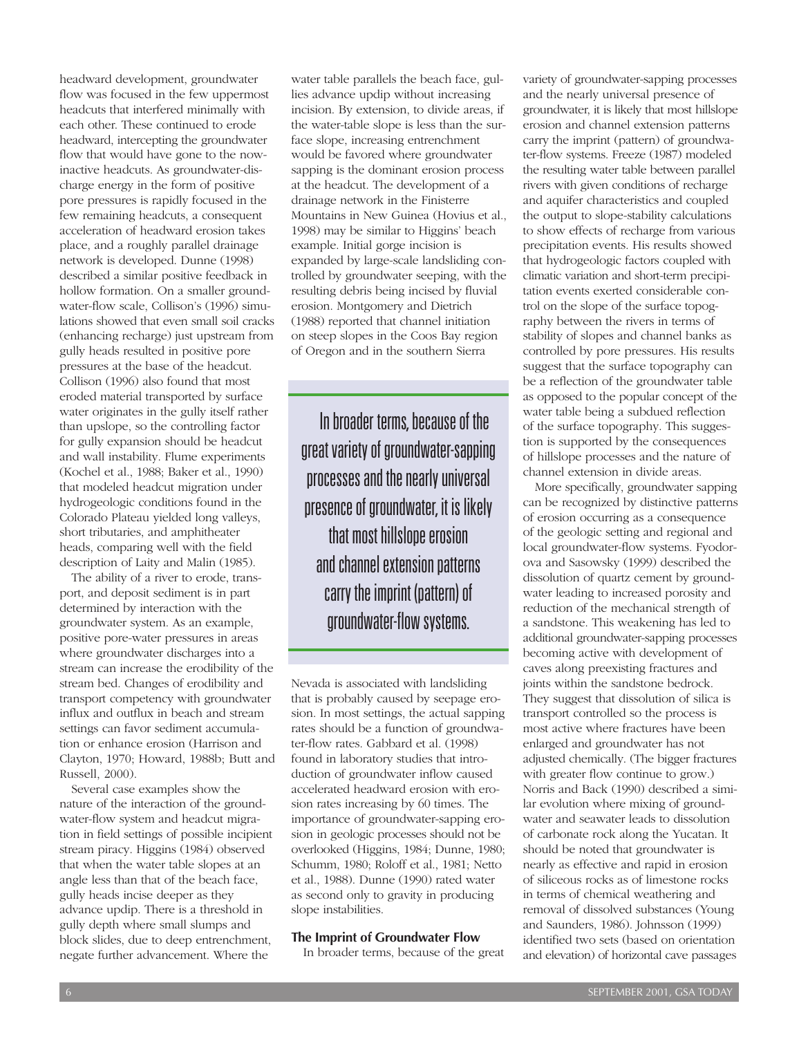headward development, groundwater flow was focused in the few uppermost headcuts that interfered minimally with each other. These continued to erode headward, intercepting the groundwater flow that would have gone to the now-inactive headcuts. As groundwater-discharge energy in the form of positive pore pressures is rapidly focused in the few remaining headcuts, a consequent acceleration of headward erosion takes place, and a roughly parallel drainage network is developed. Dunne (1998) described a similar positive feedback in hollow formation. On a smaller groundwater-flow scale, Collison's (1996) simulations showed that even small soil cracks (enhancing recharge) just upstream from gully heads resulted in positive pore pressures at the base of the headcut. Collison (1996) also found that most eroded material transported by surface water originates in the gully itself rather than upslope, so the controlling factor for gully expansion should be headcut and wall instability. Flume experiments (Kochel et al., 1988; Baker et al., 1990) that modeled headcut migration under hydrogeologic conditions found in the Colorado Plateau yielded long valleys, short tributaries, and amphitheater heads, comparing well with the field description of Laity and Malin (1985).

The ability of a river to erode, transport, and deposit sediment is in part determined by interaction with the groundwater system. As an example, positive pore-water pressures in areas where groundwater discharges into a stream can increase the erodibility of the stream bed. Changes of erodibility and transport competency with groundwater influx and outflux in beach and stream settings can favor sediment accumulation or enhance erosion (Harrison and Clayton, 1970; Howard, 1988b; Butt and Russell, 2000).

Several case examples show the nature of the interaction of the groundwater-flow system and headcut migration in field settings of possible incipient stream piracy. Higgins (1984) observed that when the water table slopes at an angle less than that of the beach face, gully heads incise deeper as they advance updip. There is a threshold in gully depth where small slumps and block slides, due to deep entrenchment, negate further advancement. Where the water table parallels the beach face, gullies advance updip without increasing incision. By extension, to divide areas, if the water-table slope is less than the surface slope, increasing entrenchment would be favored where groundwater sapping is the dominant erosion process at the headcut. The development of a drainage network in the Finisterre Mountains in New Guinea (Hovius et al., 1998) may be similar to Higgins' beach example. Initial gorge incision is expanded by large-scale landsliding controlled by groundwater seeping, with the resulting debris being incised by fluvial erosion. Montgomery and Dietrich (1988) reported that channel initiation on steep slopes in the Coos Bay region of Oregon and in the southern Sierra Nevada is associated with landsliding that is probably caused by seepage erosion. In most settings, the actual sapping rates should be a function of groundwater-flow rates. Gabbard et al. (1998) found in laboratory studies that introduction of groundwater inflow caused accelerated headward erosion with erosion rates increasing by 60 times. The importance of groundwater-sapping erosion in geologic processes should not be overlooked (Higgins, 1984; Dunne, 1980; Schumm, 1980; Roloff et al., 1981; Netto et al., 1988). Dunne (1990) rated water as second only to gravity in producing slope instabilities.

> In broader terms, because of the great variety of groundwater-sapping processes and the nearly universal presence of groundwater, it is likely that most hillslope erosion and channel extension patterns carry the imprint (pattern) of groundwater-flow systems.

### The Imprint of Groundwater Flow

In broader terms, because of the great variety of groundwater-sapping processes and the nearly universal presence of groundwater, it is likely that most hillslope erosion and channel extension patterns carry the imprint (pattern) of groundwater-flow systems. Freeze (1987) modeled the resulting water table between parallel rivers with given conditions of recharge and aquifer characteristics and coupled the output to slope-stability calculations to show effects of recharge from various precipitation events. His results showed that hydrogeologic factors coupled with climatic variation and short-term precipitation events exerted considerable control on the slope of the surface topography between the rivers in terms of stability of slopes and channel banks as controlled by pore pressures. His results suggest that the surface topography can be a reflection of the groundwater table as opposed to the popular concept of the water table being a subdued reflection of the surface topography. This suggestion is supported by the consequences of hillslope processes and the nature of channel extension in divide areas.

More specifically, groundwater sapping can be recognized by distinctive patterns of erosion occurring as a consequence of the geologic setting and regional and local groundwater-flow systems. Fyodorova and Sasowsky (1999) described the dissolution of quartz cement by groundwater leading to increased porosity and reduction of the mechanical strength of a sandstone. This weakening has led to additional groundwater-sapping processes becoming active with development of caves along preexisting fractures and joints within the sandstone bedrock. They suggest that dissolution of silica is transport controlled so the process is most active where fractures have been enlarged and groundwater has not adjusted chemically. (The bigger fractures with greater flow continue to grow.) Norris and Back (1990) described a similar evolution where mixing of groundwater and seawater leads to dissolution of carbonate rock along the Yucatan. It should be noted that groundwater is nearly as effective and rapid in erosion of siliceous rocks as of limestone rocks in terms of chemical weathering and removal of dissolved substances (Young and Saunders, 1986). Johnsson (1999) identified two sets (based on orientation and elevation) of horizontal cave passages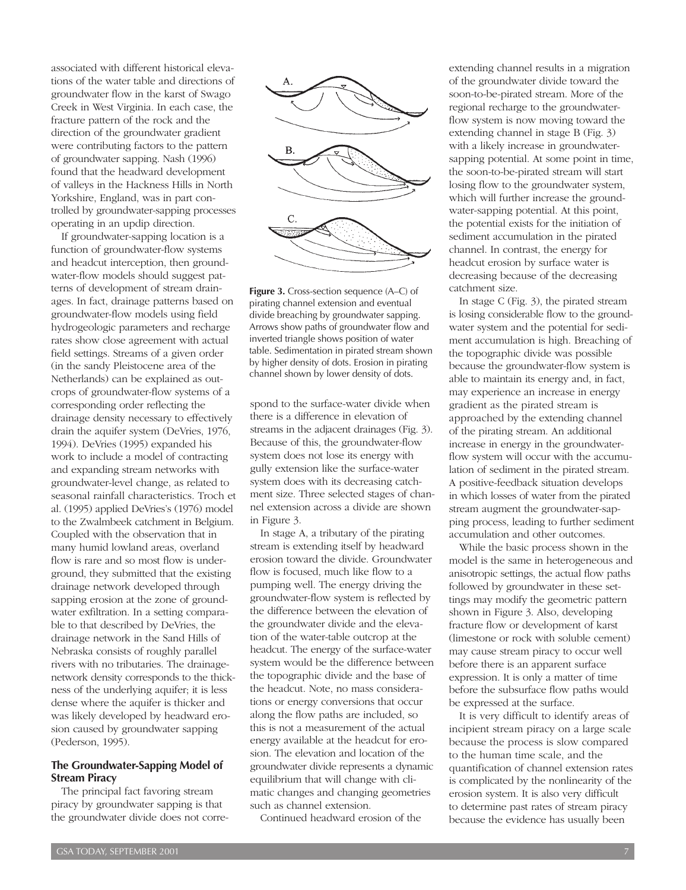associated with different historical elevations of the water table and directions of groundwater flow in the karst of Swago Creek in West Virginia. In each case, the fracture pattern of the rock and the direction of the groundwater gradient were contributing factors to the pattern of groundwater sapping. Nash (1996) found that the headward development of valleys in the Hackness Hills in North Yorkshire, England, was in part controlled by groundwater-sapping processes operating in an updip direction.

If groundwater-sapping location is a function of groundwater-flow systems and headcut interception, then groundwater-flow models should suggest patterns of development of stream drainages. In fact, drainage patterns based on groundwater-flow models using field hydrogeologic parameters and recharge rates show close agreement with actual field settings. Streams of a given order (in the sandy Pleistocene area of the Netherlands) can be explained as outcrops of groundwater-flow systems of a corresponding order reflecting the drainage density necessary to effectively drain the aquifer system (DeVries, 1976, 1994). DeVries (1995) expanded his work to include a model of contracting and expanding stream networks with groundwater-level change, as related to seasonal rainfall characteristics. Troch et al. (1995) applied DeVries's (1976) model to the Zwalmbeek catchment in Belgium. Coupled with the observation that in many humid lowland areas, overland flow is rare and so most flow is underground, they submitted that the existing drainage network developed through sapping erosion at the zone of groundwater exfiltration. In a setting comparable to that described by DeVries, the drainage network in the Sand Hills of Nebraska consists of roughly parallel rivers with no tributaries. The drainage-network density corresponds to the thickness of the underlying aquifer; it is less dense where the aquifer is thicker and was likely developed by headward erosion caused by groundwater sapping (Pederson, 1995).

### The Groundwater-Sapping Model of Stream Piracy

The principal fact favoring stream piracy by groundwater sapping is that the groundwater divide does not correspond to the surface-water divide when there is a difference in elevation of streams in the adjacent drainages (Fig. 3). Because of this, the groundwater-flow system does not lose its energy with gully extension like the surface-water system does with its decreasing catchment size. Three selected stages of channel extension across a divide are shown in Figure 3.

**Figure 3.** Cross-section sequence (A–C) of pirating channel extension and eventual divide breaching by groundwater sapping. Arrows show paths of groundwater flow and inverted triangle shows position of water table. Sedimentation in pirated stream shown by higher density of dots. Erosion in pirating channel shown by lower density of dots.

In stage A, a tributary of the pirating stream is extending itself by headward erosion toward the divide. Groundwater flow is focused, much like flow to a pumping well. The energy driving the groundwater-flow system is reflected by the difference between the elevation of the groundwater divide and the elevation of the water-table outcrop at the headcut. The energy of the surface-water system would be the difference between the topographic divide and the base of the headcut. Note, no mass considerations or energy conversions that occur along the flow paths are included, so this is not a measurement of the actual energy available at the headcut for erosion. The elevation and location of the groundwater divide represents a dynamic equilibrium that will change with climatic changes and changing geometries such as channel extension.

Continued headward erosion of the extending channel results in a migration of the groundwater divide toward the soon-to-be-pirated stream. More of the regional recharge to the groundwater-flow system is now moving toward the extending channel in stage B (Fig. 3) with a likely increase in groundwater-sapping potential. At some point in time, the soon-to-be-pirated stream will start losing flow to the groundwater system, which will further increase the groundwater-sapping potential. At this point, the potential exists for the initiation of sediment accumulation in the pirated channel. In contrast, the energy for headcut erosion by surface water is decreasing because of the decreasing catchment size.

In stage C (Fig. 3), the pirated stream is losing considerable flow to the groundwater system and the potential for sediment accumulation is high. Breaching of the topographic divide was possible because the groundwater-flow system is able to maintain its energy and, in fact, may experience an increase in energy gradient as the pirated stream is approached by the extending channel of the pirating stream. An additional increase in energy in the groundwater-flow system will occur with the accumulation of sediment in the pirated stream. A positive-feedback situation develops in which losses of water from the pirated stream augment the groundwater-sapping process, leading to further sediment accumulation and other outcomes.

While the basic process shown in the model is the same in heterogeneous and anisotropic settings, the actual flow paths followed by groundwater in these settings may modify the geometric pattern shown in Figure 3. Also, developing fracture flow or development of karst (limestone or rock with soluble cement) may cause stream piracy to occur well before there is an apparent surface expression. It is only a matter of time before the subsurface flow paths would be expressed at the surface.

It is very difficult to identify areas of incipient stream piracy on a large scale because the process is slow compared to the human time scale, and the quantification of channel extension rates is complicated by the nonlinearity of the erosion system. It is also very difficult to determine past rates of stream piracy because the evidence has usually been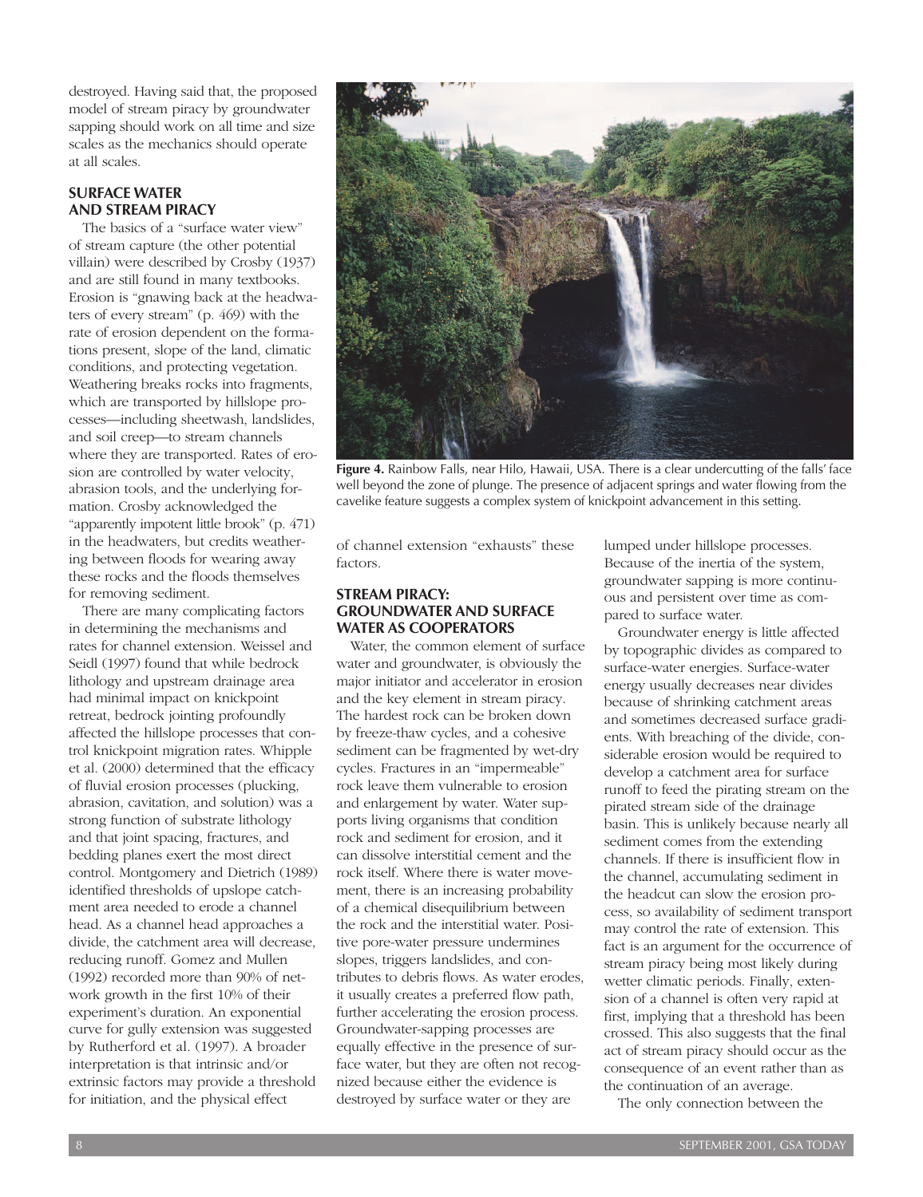destroyed. Having said that, the proposed model of stream piracy by groundwater sapping should work on all time and size scales as the mechanics should operate at all scales.

## SURFACE WATER AND STREAM PIRACY

The basics of a "surface water view" of stream capture (the other potential villain) were described by Crosby (1937) and are still found in many textbooks. Erosion is "gnawing back at the headwaters of every stream" (p. 469) with the rate of erosion dependent on the formations present, slope of the land, climatic conditions, and protecting vegetation. Weathering breaks rocks into fragments, which are transported by hillslope processes—including sheetwash, landslides, and soil creep—to stream channels where they are transported. Rates of erosion are controlled by water velocity, abrasion tools, and the underlying formation. Crosby acknowledged the "apparently impotent little brook" (p. 471) in the headwaters, but credits weathering between floods for wearing away these rocks and the floods themselves for removing sediment.

There are many complicating factors in determining the mechanisms and rates for channel extension. Weissel and Seidl (1997) found that while bedrock lithology and upstream drainage area had minimal impact on knickpoint retreat, bedrock jointing profoundly affected the hillslope processes that control knickpoint migration rates. Whipple et al. (2000) determined that the efficacy of fluvial erosion processes (plucking, abrasion, cavitation, and solution) was a strong function of substrate lithology and that joint spacing, fractures, and bedding planes exert the most direct control. Montgomery and Dietrich (1989) identified thresholds of upslope catchment area needed to erode a channel head. As a channel head approaches a divide, the catchment area will decrease, reducing runoff. Gomez and Mullen (1992) recorded more than 90% of network growth in the first 10% of their experiment's duration. An exponential curve for gully extension was suggested by Rutherford et al. (1997). A broader interpretation is that intrinsic and/or extrinsic factors may provide a threshold for initiation, and the physical effect of channel extension "exhausts" these factors.

**Figure 4.** Rainbow Falls, near Hilo, Hawaii, USA. There is a clear undercutting of the falls' face well beyond the zone of plunge. The presence of adjacent springs and water flowing from the cavelike feature suggests a complex system of knickpoint advancement in this setting.

## STREAM PIRACY: GROUNDWATER AND SURFACE WATER AS COOPERATORS

Water, the common element of surface water and groundwater, is obviously the major initiator and accelerator in erosion and the key element in stream piracy. The hardest rock can be broken down by freeze-thaw cycles, and a cohesive sediment can be fragmented by wet-dry cycles. Fractures in an "impermeable" rock leave them vulnerable to erosion and enlargement by water. Water supports living organisms that condition rock and sediment for erosion, and it can dissolve interstitial cement and the rock itself. Where there is water movement, there is an increasing probability of a chemical disequilibrium between the rock and the interstitial water. Positive pore-water pressure undermines slopes, triggers landslides, and contributes to debris flows. As water erodes, it usually creates a preferred flow path, further accelerating the erosion process. Groundwater-sapping processes are equally effective in the presence of surface water, but they are often not recognized because either the evidence is destroyed by surface water or they are lumped under hillslope processes. Because of the inertia of the system, groundwater sapping is more continuous and persistent over time as compared to surface water.

Groundwater energy is little affected by topographic divides as compared to surface-water energies. Surface-water energy usually decreases near divides because of shrinking catchment areas and sometimes decreased surface gradients. With breaching of the divide, considerable erosion would be required to develop a catchment area for surface runoff to feed the pirating stream on the pirated stream side of the drainage basin. This is unlikely because nearly all sediment comes from the extending channels. If there is insufficient flow in the channel, accumulating sediment in the headcut can slow the erosion process, so availability of sediment transport may control the rate of extension. This fact is an argument for the occurrence of stream piracy being most likely during wetter climatic periods. Finally, extension of a channel is often very rapid at first, implying that a threshold has been crossed. This also suggests that the final act of stream piracy should occur as the consequence of an event rather than as the continuation of an average.

The only connection between the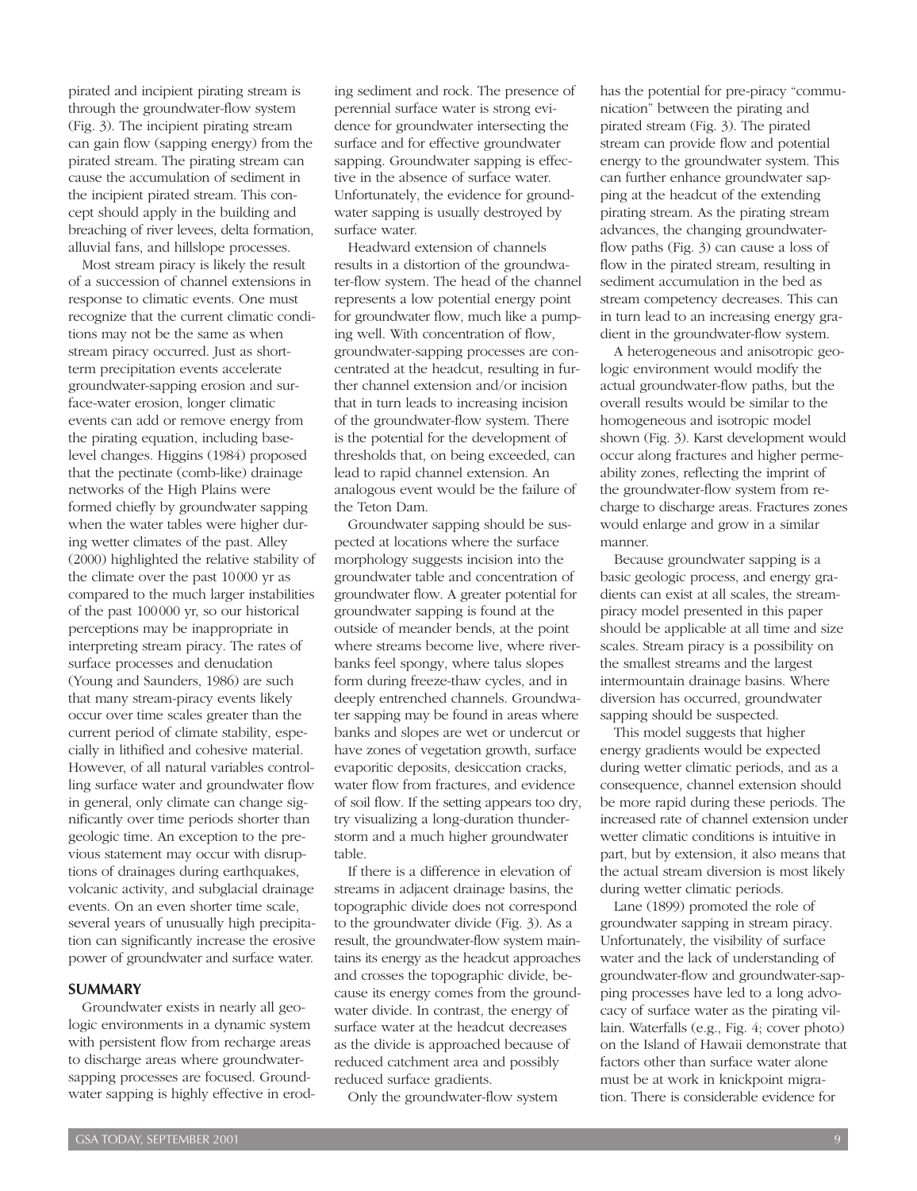pirated and incipient pirating stream is through the groundwater-flow system (Fig. 3). The incipient pirating stream can gain flow (sapping energy) from the pirated stream. The pirating stream can cause the accumulation of sediment in the incipient pirated stream. This concept should apply in the building and breaching of river levees, delta formation, alluvial fans, and hillslope processes.

Most stream piracy is likely the result of a succession of channel extensions in response to climatic events. One must recognize that the current climatic conditions may not be the same as when stream piracy occurred. Just as short-term precipitation events accelerate groundwater-sapping erosion and surface-water erosion, longer climatic events can add or remove energy from the pirating equation, including base-level changes. Higgins (1984) proposed that the pectinate (comb-like) drainage networks of the High Plains were formed chiefly by groundwater sapping when the water tables were higher during wetter climates of the past. Alley (2000) highlighted the relative stability of the climate over the past 10000 yr as compared to the much larger instabilities of the past 100000 yr, so our historical perceptions may be inappropriate in interpreting stream piracy. The rates of surface processes and denudation (Young and Saunders, 1986) are such that many stream-piracy events likely occur over time scales greater than the current period of climate stability, especially in lithified and cohesive material. However, of all natural variables controlling surface water and groundwater flow in general, only climate can change significantly over time periods shorter than geologic time. An exception to the previous statement may occur with disruptions of drainages during earthquakes, volcanic activity, and subglacial drainage events. On an even shorter time scale, several years of unusually high precipitation can significantly increase the erosive power of groundwater and surface water.

## SUMMARY

Groundwater exists in nearly all geologic environments in a dynamic system with persistent flow from recharge areas to discharge areas where groundwater-sapping processes are focused. Groundwater sapping is highly effective in eroding sediment and rock. The presence of perennial surface water is strong evidence for groundwater intersecting the surface and for effective groundwater sapping. Groundwater sapping is effective in the absence of surface water. Unfortunately, the evidence for groundwater sapping is usually destroyed by surface water.

Headward extension of channels results in a distortion of the groundwater-flow system. The head of the channel represents a low potential energy point for groundwater flow, much like a pumping well. With concentration of flow, groundwater-sapping processes are concentrated at the headcut, resulting in further channel extension and/or incision that in turn leads to increasing incision of the groundwater-flow system. There is the potential for the development of thresholds that, on being exceeded, can lead to rapid channel extension. An analogous event would be the failure of the Teton Dam.

Groundwater sapping should be suspected at locations where the surface morphology suggests incision into the groundwater table and concentration of groundwater flow. A greater potential for groundwater sapping is found at the outside of meander bends, at the point where streams become live, where riverbanks feel spongy, where talus slopes form during freeze-thaw cycles, and in deeply entrenched channels. Groundwater sapping may be found in areas where banks and slopes are wet or undercut or have zones of vegetation growth, surface evaporitic deposits, desiccation cracks, water flow from fractures, and evidence of soil flow. If the setting appears too dry, try visualizing a long-duration thunderstorm and a much higher groundwater table.

If there is a difference in elevation of streams in adjacent drainage basins, the topographic divide does not correspond to the groundwater divide (Fig. 3). As a result, the groundwater-flow system maintains its energy as the headcut approaches and crosses the topographic divide, because its energy comes from the groundwater divide. In contrast, the energy of surface water at the headcut decreases as the divide is approached because of reduced catchment area and possibly reduced surface gradients.

Only the groundwater-flow system has the potential for pre-piracy "communication" between the pirating and pirated stream (Fig. 3). The pirated stream can provide flow and potential energy to the groundwater system. This can further enhance groundwater sapping at the headcut of the extending pirating stream. As the pirating stream advances, the changing groundwater-flow paths (Fig. 3) can cause a loss of flow in the pirated stream, resulting in sediment accumulation in the bed as stream competency decreases. This can in turn lead to an increasing energy gradient in the groundwater-flow system.

A heterogeneous and anisotropic geologic environment would modify the actual groundwater-flow paths, but the overall results would be similar to the homogeneous and isotropic model shown (Fig. 3). Karst development would occur along fractures and higher permeability zones, reflecting the imprint of the groundwater-flow system from recharge to discharge areas. Fractures zones would enlarge and grow in a similar manner.

Because groundwater sapping is a basic geologic process, and energy gradients can exist at all scales, the stream-piracy model presented in this paper should be applicable at all time and size scales. Stream piracy is a possibility on the smallest streams and the largest intermountain drainage basins. Where diversion has occurred, groundwater sapping should be suspected.

This model suggests that higher energy gradients would be expected during wetter climatic periods, and as a consequence, channel extension should be more rapid during these periods. The increased rate of channel extension under wetter climatic conditions is intuitive in part, but by extension, it also means that the actual stream diversion is most likely during wetter climatic periods.

Lane (1899) promoted the role of groundwater sapping in stream piracy. Unfortunately, the visibility of surface water and the lack of understanding of groundwater-flow and groundwater-sapping processes have led to a long advocacy of surface water as the pirating villain. Waterfalls (e.g., Fig. 4; cover photo) on the Island of Hawaii demonstrate that factors other than surface water alone must be at work in knickpoint migration. There is considerable evidence for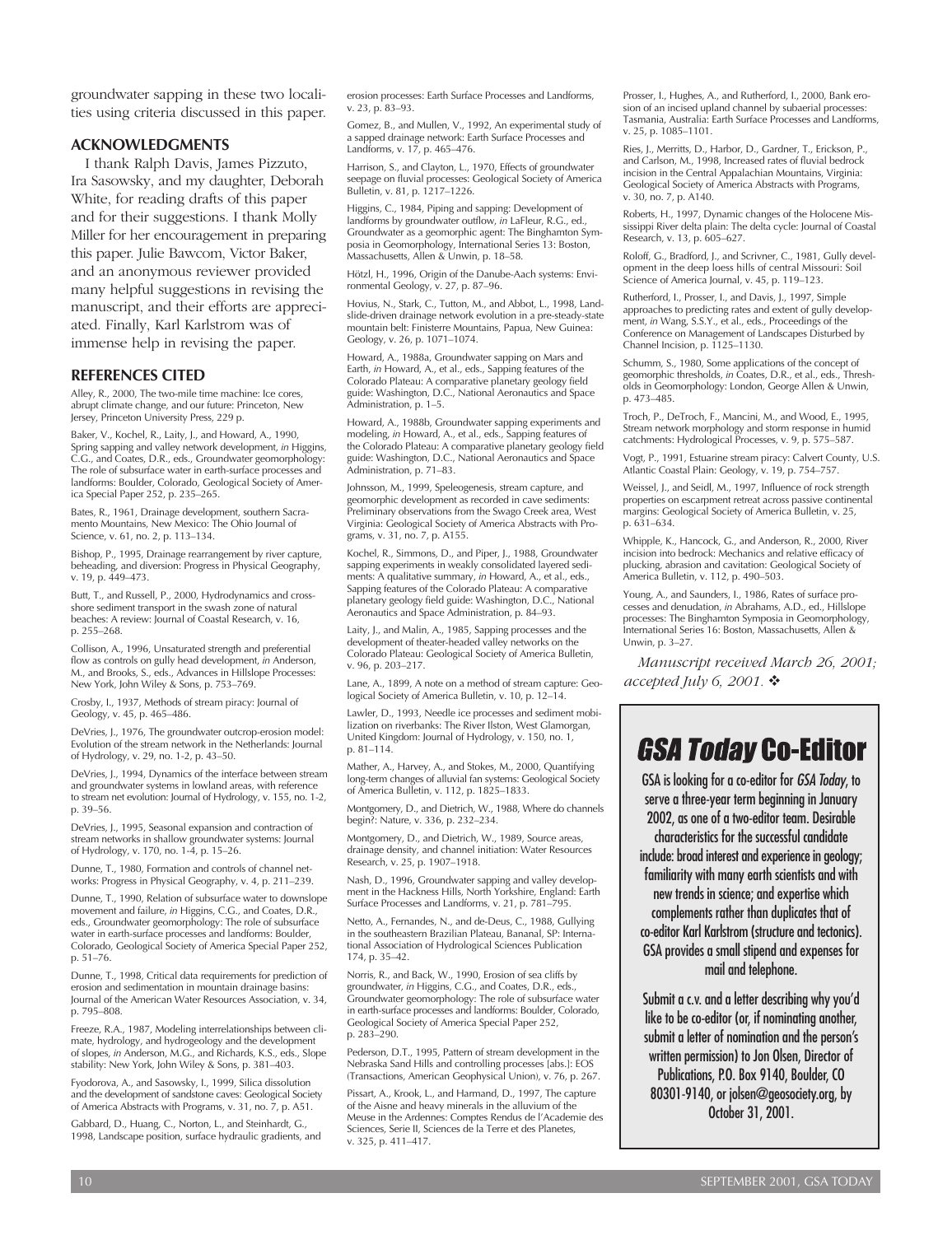groundwater sapping in these two localities using criteria discussed in this paper.

## ACKNOWLEDGMENTS

I thank Ralph Davis, James Pizzuto, Ira Sasowsky, and my daughter, Deborah White, for reading drafts of this paper and for their suggestions. I thank Molly Miller for her encouragement in preparing this paper. Julie Bawcom, Victor Baker, and an anonymous reviewer provided many helpful suggestions in revising the manuscript, and their efforts are appreciated. Finally, Karl Karlstrom was of immense help in revising the paper.

## REFERENCES CITED

Alley, R., 2000, The two-mile time machine: Ice cores, abrupt climate change, and our future: Princeton, New Jersey, Princeton University Press, 229 p.

Baker, V., Kochel, R., Laity, J., and Howard, A., 1990, Spring sapping and valley network development, *in* Higgins, C.G., and Coates, D.R., eds., Groundwater geomorphology: The role of subsurface water in earth-surface processes and landforms: Boulder, Colorado, Geological Society of America Special Paper 252, p. 235–265.

Bates, R., 1961, Drainage development, southern Sacramento Mountains, New Mexico: The Ohio Journal of Science, v. 61, no. 2, p. 113–134.

Bishop, P., 1995, Drainage rearrangement by river capture, beheading, and diversion: Progress in Physical Geography, v. 19, p. 449–473.

Butt, T., and Russell, P., 2000, Hydrodynamics and cross-shore sediment transport in the swash zone of natural beaches: A review: Journal of Coastal Research, v. 16, p. 255–268.

Collison, A., 1996, Unsaturated strength and preferential flow as controls on gully head development, *in* Anderson, M., and Brooks, S., eds., Advances in Hillslope Processes: New York, John Wiley & Sons, p. 753–769.

Crosby, I., 1937, Methods of stream piracy: Journal of Geology, v. 45, p. 465–486.

DeVries, J., 1976, The groundwater outcrop-erosion model: Evolution of the stream network in the Netherlands: Journal of Hydrology, v. 29, no. 1-2, p. 43–50.

DeVries, J., 1994, Dynamics of the interface between stream and groundwater systems in lowland areas, with reference to stream net evolution: Journal of Hydrology, v. 155, no. 1-2, p. 39–56.

DeVries, J., 1995, Seasonal expansion and contraction of stream networks in shallow groundwater systems: Journal of Hydrology, v. 170, no. 1-4, p. 15–26.

Dunne, T., 1980, Formation and controls of channel networks: Progress in Physical Geography, v. 4, p. 211–239.

Dunne, T., 1990, Relation of subsurface water to downslope movement and failure, *in* Higgins, C.G., and Coates, D.R., eds., Groundwater geomorphology: The role of subsurface water in earth-surface processes and landforms: Boulder, Colorado, Geological Society of America Special Paper 252, p. 51–76.

Dunne, T., 1998, Critical data requirements for prediction of erosion and sedimentation in mountain drainage basins: Journal of the American Water Resources Association, v. 34, p. 795–808.

Freeze, R.A., 1987, Modeling interrelationships between climate, hydrology, and hydrogeology and the development of slopes, *in* Anderson, M.G., and Richards, K.S., eds., Slope stability: New York, John Wiley & Sons, p. 381–403.

Fyodorova, A., and Sasowsky, I., 1999, Silica dissolution and the development of sandstone caves: Geological Society of America Abstracts with Programs, v. 31, no. 7, p. A51.

Gabbard, D., Huang, C., Norton, L., and Steinhardt, G., 1998, Landscape position, surface hydraulic gradients, and erosion processes: Earth Surface Processes and Landforms, v. 23, p. 83–93.

Gomez, B., and Mullen, V., 1992, An experimental study of a sapped drainage network: Earth Surface Processes and Landforms, v. 17, p. 465–476.

Harrison, S., and Clayton, L., 1970, Effects of groundwater seepage on fluvial processes: Geological Society of America Bulletin, v. 81, p. 1217–1226.

Higgins, C., 1984, Piping and sapping: Development of landforms by groundwater outflow, *in* LaFleur, R.G., ed., Groundwater as a geomorphic agent: The Binghamton Symposia in Geomorphology, International Series 13: Boston, Massachusetts, Allen & Unwin, p. 18–58.

Hötzl, H., 1996, Origin of the Danube-Aach systems: Environmental Geology, v. 27, p. 87–96.

Hovius, N., Stark, C., Tutton, M., and Abbot, L., 1998, Landslide-driven drainage network evolution in a pre-steady-state mountain belt: Finisterre Mountains, Papua, New Guinea: Geology, v. 26, p. 1071–1074.

Howard, A., 1988a, Groundwater sapping on Mars and Earth, *in* Howard, A., et al., eds., Sapping features of the Colorado Plateau: A comparative planetary geology field guide: Washington, D.C., National Aeronautics and Space Administration, p. 1–5.

Howard, A., 1988b, Groundwater sapping experiments and modeling, *in* Howard, A., et al., eds., Sapping features of the Colorado Plateau: A comparative planetary geology field guide: Washington, D.C., National Aeronautics and Space Administration, p. 71–83.

Johnsson, M., 1999, Speleogenesis, stream capture, and geomorphic development as recorded in cave sediments: Preliminary observations from the Swago Creek area, West Virginia: Geological Society of America Abstracts with Programs, v. 31, no. 7, p. A155.

Kochel, R., Simmons, D., and Piper, J., 1988, Groundwater sapping experiments in weakly consolidated layered sediments: A qualitative summary, *in* Howard, A., et al., eds., Sapping features of the Colorado Plateau: A comparative planetary geology field guide: Washington, D.C., National Aeronautics and Space Administration, p. 84–93.

Laity, J., and Malin, A., 1985, Sapping processes and the development of theater-headed valley networks on the Colorado Plateau: Geological Society of America Bulletin, v. 96, p. 203–217.

Lane, A., 1899, A note on a method of stream capture: Geological Society of America Bulletin, v. 10, p. 12–14.

Lawler, D., 1993, Needle ice processes and sediment mobilization on riverbanks: The River Ilston, West Glamorgan, United Kingdom: Journal of Hydrology, v. 150, no. 1, p. 81–114.

Mather, A., Harvey, A., and Stokes, M., 2000, Quantifying long-term changes of alluvial fan systems: Geological Society of America Bulletin, v. 112, p. 1825–1833.

Montgomery, D., and Dietrich, W., 1988, Where do channels begin?: Nature, v. 336, p. 232–234.

Montgomery, D., and Dietrich, W., 1989, Source areas, drainage density, and channel initiation: Water Resources Research, v. 25, p. 1907–1918.

Nash, D., 1996, Groundwater sapping and valley development in the Hackness Hills, North Yorkshire, England: Earth Surface Processes and Landforms, v. 21, p. 781–795.

Netto, A., Fernandes, N., and de-Deus, C., 1988, Gullying in the southeastern Brazilian Plateau, Bananal, SP: International Association of Hydrological Sciences Publication 174, p. 35–42.

Norris, R., and Back, W., 1990, Erosion of sea cliffs by groundwater, *in* Higgins, C.G., and Coates, D.R., eds., Groundwater geomorphology: The role of subsurface water in earth-surface processes and landforms: Boulder, Colorado, Geological Society of America Special Paper 252, p. 283–290.

Pederson, D.T., 1995, Pattern of stream development in the Nebraska Sand Hills and controlling processes [abs.]: EOS (Transactions, American Geophysical Union), v. 76, p. 267.

Pissart, A., Krook, L., and Harmand, D., 1997, The capture of the Aisne and heavy minerals in the alluvium of the Meuse in the Ardennes: Comptes Rendus de l'Academie des Sciences, Serie II, Sciences de la Terre et des Planetes, v. 325, p. 411–417.

Prosser, I., Hughes, A., and Rutherford, I., 2000, Bank erosion of an incised upland channel by subaerial processes: Tasmania, Australia: Earth Surface Processes and Landforms, v. 25, p. 1085–1101.

Ries, J., Merritts, D., Harbor, D., Gardner, T., Erickson, P., and Carlson, M., 1998, Increased rates of fluvial bedrock incision in the Central Appalachian Mountains, Virginia: Geological Society of America Abstracts with Programs, v. 30, no. 7, p. A140.

Roberts, H., 1997, Dynamic changes of the Holocene Mississippi River delta plain: The delta cycle: Journal of Coastal Research, v. 13, p. 605–627.

Roloff, G., Bradford, J., and Scrivner, C., 1981, Gully development in the deep loess hills of central Missouri: Soil Science of America Journal, v. 45, p. 119–123.

Rutherford, I., Prosser, I., and Davis, J., 1997, Simple approaches to predicting rates and extent of gully development, *in* Wang, S.S.Y., et al., eds., Proceedings of the Conference on Management of Landscapes Disturbed by Channel Incision, p. 1125–1130.

Schumm, S., 1980, Some applications of the concept of geomorphic thresholds, *in* Coates, D.R., et al., eds., Thresholds in Geomorphology: London, George Allen & Unwin, p. 473–485.

Troch, P., DeTroch, F., Mancini, M., and Wood, E., 1995, Stream network morphology and storm response in humid catchments: Hydrological Processes, v. 9, p. 575–587.

Vogt, P., 1991, Estuarine stream piracy: Calvert County, U.S. Atlantic Coastal Plain: Geology, v. 19, p. 754–757.

Weissel, J., and Seidl, M., 1997, Influence of rock strength properties on escarpment retreat across passive continental margins: Geological Society of America Bulletin, v. 25, p. 631–634.

Whipple, K., Hancock, G., and Anderson, R., 2000, River incision into bedrock: Mechanics and relative efficacy of plucking, abrasion and cavitation: Geological Society of America Bulletin, v. 112, p. 490–503.

Young, A., and Saunders, I., 1986, Rates of surface processes and denudation, *in* Abrahams, A.D., ed., Hillslope processes: The Binghamton Symposia in Geomorphology, International Series 16: Boston, Massachusetts, Allen & Unwin, p. 3–27.

*Manuscript received March 26, 2001; accepted July 6, 2001.* ❖

## *GSA Today* Co-Editor

GSA is looking for a co-editor for *GSA Today*, to serve a three-year term beginning in January 2002, as one of a two-editor team. Desirable characteristics for the successful candidate include: broad interest and experience in geology; familiarity with many earth scientists and with new trends in science; and expertise which complements rather than duplicates that of co-editor Karl Karlstrom (structure and tectonics). GSA provides a small stipend and expenses for mail and telephone.

Submit a c.v. and a letter describing why you'd like to be co-editor (or, if nominating another, submit a letter of nomination and the person's written permission) to Jon Olsen, Director of Publications, P.O. Box 9140, Boulder, CO 80301-9140, or jolsen@geosociety.org, by October 31, 2001.